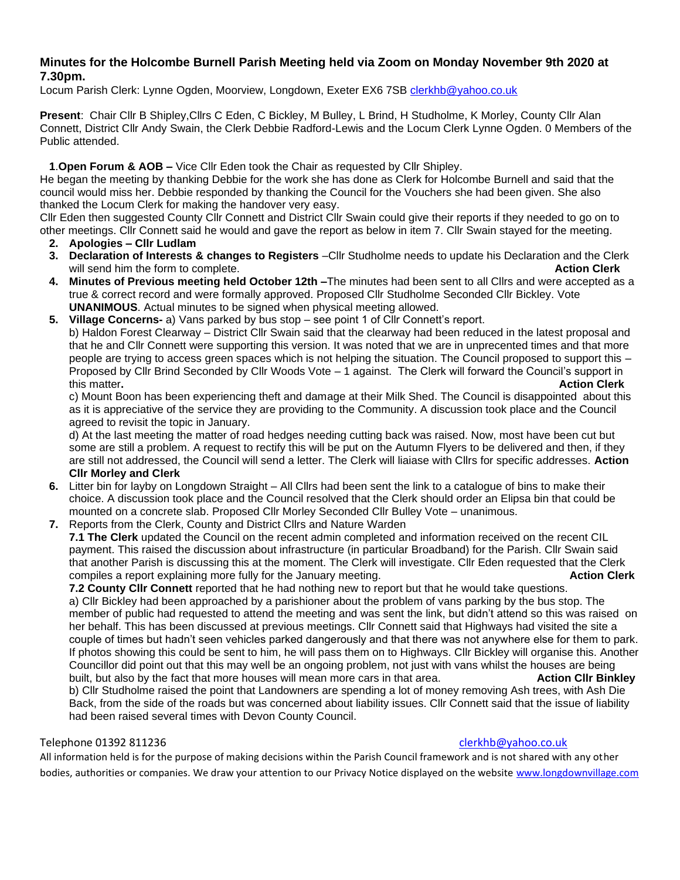## Minutes for the Holcombe Burnell Parish Meeting held via Zoom on Monday November 9th 2020 at 7.30pm.

Locum Parish Clerk: Lynne Ogden, Moorview, Longdown, Exeter EX6 7SB clerkhb@yahoo.co.uk

**Present**: Chair Cllr B Shipley,Cllrs C Eden, C Bickley, M Bulley, L Brind, H Studholme, K Morley, County Cllr Alan Connett, District Cllr Andy Swain, the Clerk Debbie Radford-Lewis and the Locum Clerk Lynne Ogden. 0 Members of the Public attended.

1. **Open Forum & AOB –** Vice Cllr Eden took the Chair as requested by Cllr Shipley.

He began the meeting by thanking Debbie for the work she has done as Clerk for Holcombe Burnell and said that the council would miss her. Debbie responded by thanking the Council for the Vouchers she had been given. She also thanked the Locum Clerk for making the handover very easy.

Cllr Eden then suggested County Cllr Connett and District Cllr Swain could give their reports if they needed to go on to other meetings. Cllr Connett said he would and gave the report as below in item 7. Cllr Swain stayed for the meeting.

2. **Apologies – Cllr Ludlam**
3. **Declaration of Interests & changes to Registers** –Cllr Studholme needs to update his Declaration and the Clerk will send him the form to complete. **Action Clerk**
4. **Minutes of Previous meeting held October 12th –**The minutes had been sent to all Cllrs and were accepted as a true & correct record and were formally approved. Proposed Cllr Studholme Seconded Cllr Bickley. Vote **UNANIMOUS**. Actual minutes to be signed when physical meeting allowed.
5. **Village Concerns-** a) Vans parked by bus stop – see point 1 of Cllr Connett's report.

   b) Haldon Forest Clearway – District Cllr Swain said that the clearway had been reduced in the latest proposal and that he and Cllr Connett were supporting this version. It was noted that we are in unprecented times and that more people are trying to access green spaces which is not helping the situation. The Council proposed to support this – Proposed by Cllr Brind Seconded by Cllr Woods Vote – 1 against. The Clerk will forward the Council's support in this matter**.** **Action Clerk**

   c) Mount Boon has been experiencing theft and damage at their Milk Shed. The Council is disappointed about this as it is appreciative of the service they are providing to the Community. A discussion took place and the Council agreed to revisit the topic in January.

   d) At the last meeting the matter of road hedges needing cutting back was raised. Now, most have been cut but some are still a problem. A request to rectify this will be put on the Autumn Flyers to be delivered and then, if they are still not addressed, the Council will send a letter. The Clerk will liaiase with Cllrs for specific addresses. **Action Cllr Morley and Clerk**
6. Litter bin for layby on Longdown Straight – All Cllrs had been sent the link to a catalogue of bins to make their choice. A discussion took place and the Council resolved that the Clerk should order an Elipsa bin that could be mounted on a concrete slab. Proposed Cllr Morley Seconded Cllr Bulley Vote – unanimous.
7. Reports from the Clerk, County and District Cllrs and Nature Warden

   **7.1 The Clerk** updated the Council on the recent admin completed and information received on the recent CIL payment. This raised the discussion about infrastructure (in particular Broadband) for the Parish. Cllr Swain said that another Parish is discussing this at the moment. The Clerk will investigate. Cllr Eden requested that the Clerk compiles a report explaining more fully for the January meeting. **Action Clerk**

   **7.2 County Cllr Connett** reported that he had nothing new to report but that he would take questions.

   a) Cllr Bickley had been approached by a parishioner about the problem of vans parking by the bus stop. The member of public had requested to attend the meeting and was sent the link, but didn't attend so this was raised on her behalf. This has been discussed at previous meetings. Cllr Connett said that Highways had visited the site a couple of times but hadn't seen vehicles parked dangerously and that there was not anywhere else for them to park. If photos showing this could be sent to him, he will pass them on to Highways. Cllr Bickley will organise this. Another Councillor did point out that this may well be an ongoing problem, not just with vans whilst the houses are being built, but also by the fact that more houses will mean more cars in that area. **Action Cllr Binkley**

   b) Cllr Studholme raised the point that Landowners are spending a lot of money removing Ash trees, with Ash Die Back, from the side of the roads but was concerned about liability issues. Cllr Connett said that the issue of liability had been raised several times with Devon County Council.

Telephone 01392 811236 clerkhb@yahoo.co.uk

All information held is for the purpose of making decisions within the Parish Council framework and is not shared with any other bodies, authorities or companies. We draw your attention to our Privacy Notice displayed on the website www.longdownvillage.com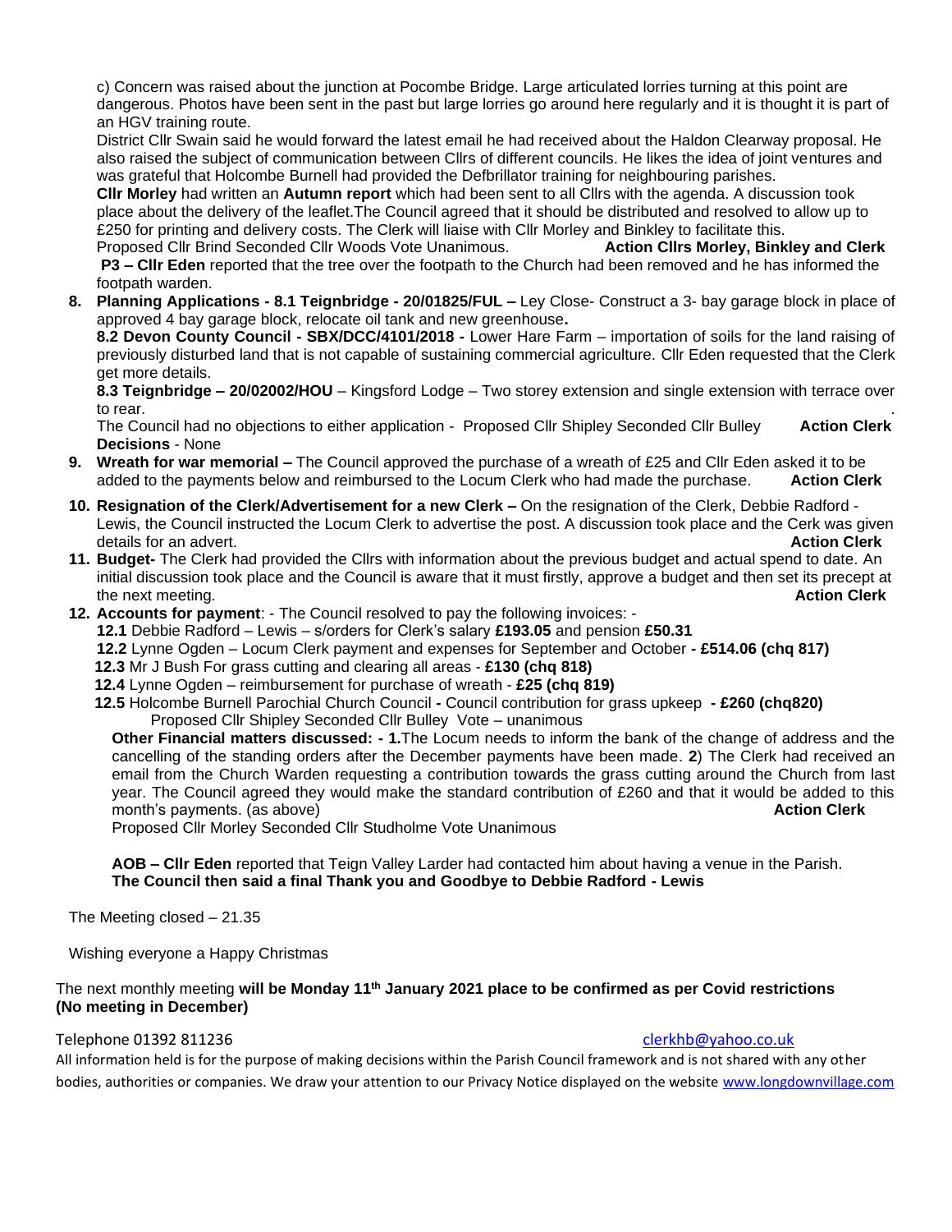c) Concern was raised about the junction at Pocombe Bridge. Large articulated lorries turning at this point are dangerous. Photos have been sent in the past but large lorries go around here regularly and it is thought it is part of an HGV training route.

District Cllr Swain said he would forward the latest email he had received about the Haldon Clearway proposal. He also raised the subject of communication between Cllrs of different councils. He likes the idea of joint ventures and was grateful that Holcombe Burnell had provided the Defbrillator training for neighbouring parishes.

**Cllr Morley** had written an **Autumn report** which had been sent to all Cllrs with the agenda. A discussion took place about the delivery of the leaflet.The Council agreed that it should be distributed and resolved to allow up to £250 for printing and delivery costs. The Clerk will liaise with Cllr Morley and Binkley to facilitate this.

Proposed Cllr Brind Seconded Cllr Woods Vote Unanimous. **Action Cllrs Morley, Binkley and Clerk**

**P3 – Cllr Eden** reported that the tree over the footpath to the Church had been removed and he has informed the footpath warden.

8. **Planning Applications - 8.1 Teignbridge - 20/01825/FUL –** Ley Close- Construct a 3- bay garage block in place of approved 4 bay garage block, relocate oil tank and new greenhouse**.**

   **8.2 Devon County Council - SBX/DCC/4101/2018 -** Lower Hare Farm – importation of soils for the land raising of previously disturbed land that is not capable of sustaining commercial agriculture. Cllr Eden requested that the Clerk get more details.

   **8.3 Teignbridge – 20/02002/HOU** – Kingsford Lodge – Two storey extension and single extension with terrace over to rear.

   The Council had no objections to either application - Proposed Cllr Shipley Seconded Cllr Bulley **Action Clerk**

   **Decisions** - None

9. **Wreath for war memorial –** The Council approved the purchase of a wreath of £25 and Cllr Eden asked it to be added to the payments below and reimbursed to the Locum Clerk who had made the purchase. **Action Clerk**

10. **Resignation of the Clerk/Advertisement for a new Clerk –** On the resignation of the Clerk, Debbie Radford - Lewis, the Council instructed the Locum Clerk to advertise the post. A discussion took place and the Cerk was given details for an advert. **Action Clerk**

11. **Budget-** The Clerk had provided the Cllrs with information about the previous budget and actual spend to date. An initial discussion took place and the Council is aware that it must firstly, approve a budget and then set its precept at the next meeting. **Action Clerk**

12. **Accounts for payment**: - The Council resolved to pay the following invoices: -

    **12.1** Debbie Radford – Lewis – s/orders for Clerk's salary **£193.05** and pension **£50.31**

    **12.2** Lynne Ogden – Locum Clerk payment and expenses for September and October **- £514.06 (chq 817)**

    **12.3** Mr J Bush For grass cutting and clearing all areas - **£130 (chq 818)**

    **12.4** Lynne Ogden – reimbursement for purchase of wreath - **£25 (chq 819)**

    **12.5** Holcombe Burnell Parochial Church Council **-** Council contribution for grass upkeep **- £260 (chq820)**

    Proposed Cllr Shipley Seconded Cllr Bulley Vote – unanimous

    **Other Financial matters discussed: - 1.**The Locum needs to inform the bank of the change of address and the cancelling of the standing orders after the December payments have been made. **2**) The Clerk had received an email from the Church Warden requesting a contribution towards the grass cutting around the Church from last year. The Council agreed they would make the standard contribution of £260 and that it would be added to this month's payments. (as above) **Action Clerk**

    Proposed Cllr Morley Seconded Cllr Studholme Vote Unanimous

    **AOB – Cllr Eden** reported that Teign Valley Larder had contacted him about having a venue in the Parish.
    **The Council then said a final Thank you and Goodbye to Debbie Radford - Lewis**

The Meeting closed – 21.35

Wishing everyone a Happy Christmas

The next monthly meeting **will be Monday 11th January 2021 place to be confirmed as per Covid restrictions (No meeting in December)**

Telephone 01392 811236 clerkhb@yahoo.co.uk

All information held is for the purpose of making decisions within the Parish Council framework and is not shared with any other bodies, authorities or companies. We draw your attention to our Privacy Notice displayed on the website www.longdownvillage.com